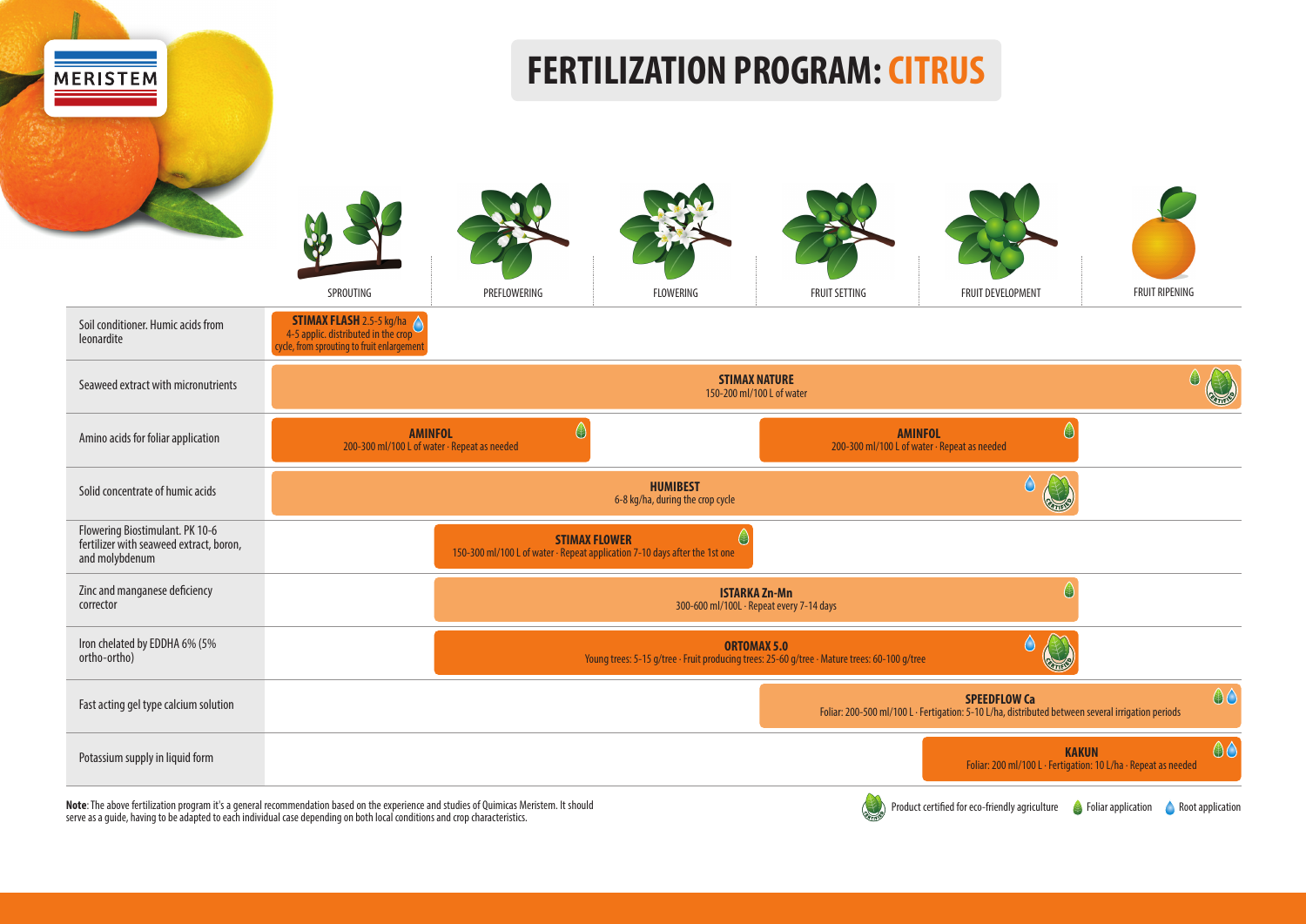MERISTEM

# FERTILIZATION PROGRAM: CITRUS

| | SPROUTING | PREFLOWERING | FLOWERING | FRUIT SETTING | FRUIT DEVELOPMENT | FRUIT RIPENING |
|---|---|---|---|---|---|---|
| Soil conditioner. Humic acids from leonardite | **STIMAX FLASH** 2.5-5 kg/ha · 4-5 applic. distributed in the crop cycle, from sprouting to fruit enlargement (Root application) | | | | | |
| Seaweed extract with micronutrients | **STIMAX NATURE** 150-200 ml/100 L of water (Foliar application; Product certified for eco-friendly agriculture) | | | | | |
| Amino acids for foliar application | **AMINFOL** 200-300 ml/100 L of water · Repeat as needed (Foliar application) | | | **AMINFOL** 200-300 ml/100 L of water · Repeat as needed (Foliar application) | | |
| Solid concentrate of humic acids | **HUMIBEST** 6-8 kg/ha, during the crop cycle (Root application; Product certified for eco-friendly agriculture) | | | | | |
| Flowering Biostimulant. PK 10-6 fertilizer with seaweed extract, boron, and molybdenum | | **STIMAX FLOWER** 150-300 ml/100 L of water · Repeat application 7-10 days after the 1st one (Foliar application) | | | | |
| Zinc and manganese deficiency corrector | | **ISTARKA Zn-Mn** 300-600 ml/100L · Repeat every 7-14 days (Foliar application) | | | | |
| Iron chelated by EDDHA 6% (5% ortho-ortho) | | **ORTOMAX 5.0** Young trees: 5-15 g/tree · Fruit producing trees: 25-60 g/tree · Mature trees: 60-100 g/tree (Root application; Product certified for eco-friendly agriculture) | | | | |
| Fast acting gel type calcium solution | | | | **SPEEDFLOW Ca** Foliar: 200-500 ml/100 L · Fertigation: 5-10 L/ha, distributed between several irrigation periods (Foliar application; Root application) | | |
| Potassium supply in liquid form | | | | | **KAKUN** Foliar: 200 ml/100 L · Fertigation: 10 L/ha · Repeat as needed (Foliar application; Root application) | |

**Note**: The above fertilization program it's a general recommendation based on the experience and studies of Quimicas Meristem. It should serve as a guide, having to be adapted to each individual case depending on both local conditions and crop characteristics.

Product certified for eco-friendly agriculture · Foliar application · Root application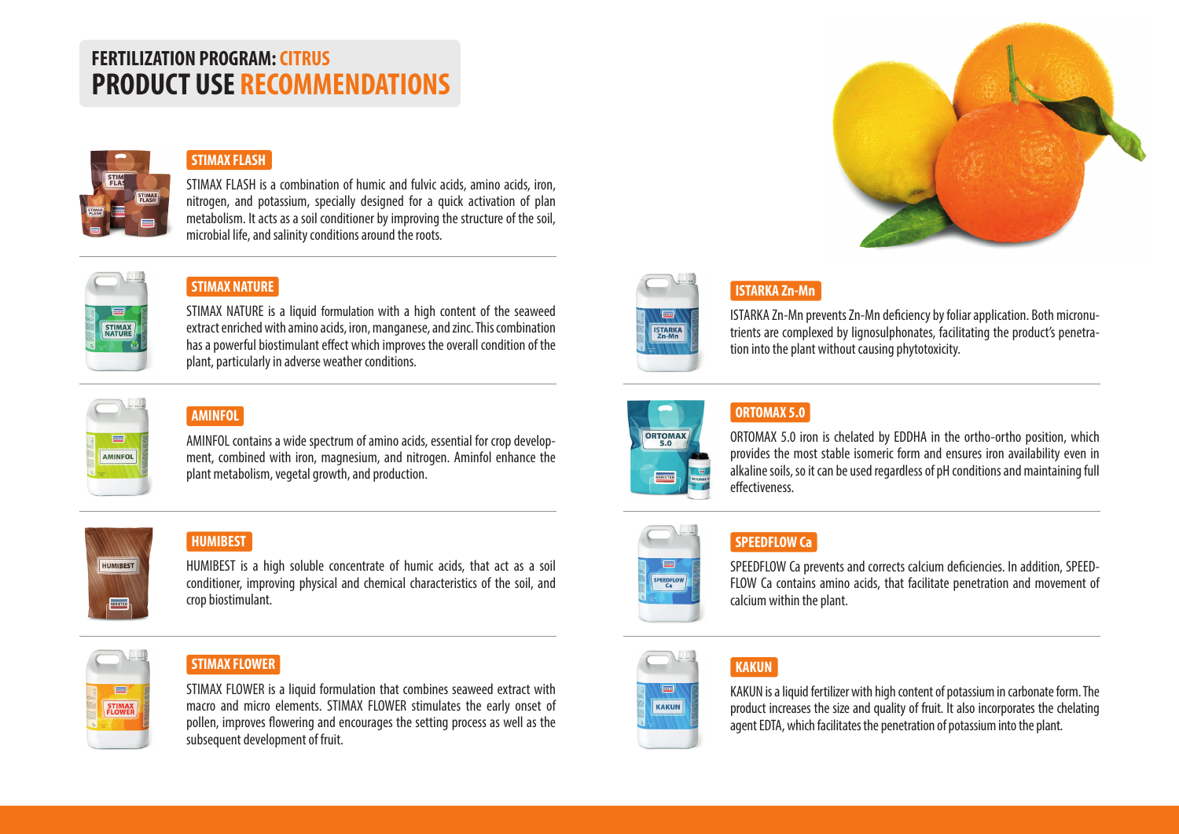# FERTILIZATION PROGRAM: CITRUS
# PRODUCT USE RECOMMENDATIONS

### STIMAX FLASH

STIMAX FLASH is a combination of humic and fulvic acids, amino acids, iron, nitrogen, and potassium, specially designed for a quick activation of plan metabolism. It acts as a soil conditioner by improving the structure of the soil, microbial life, and salinity conditions around the roots.

### STIMAX NATURE

STIMAX NATURE is a liquid formulation with a high content of the seaweed extract enriched with amino acids, iron, manganese, and zinc. This combination has a powerful biostimulant effect which improves the overall condition of the plant, particularly in adverse weather conditions.

### AMINFOL

AMINFOL contains a wide spectrum of amino acids, essential for crop development, combined with iron, magnesium, and nitrogen. Aminfol enhance the plant metabolism, vegetal growth, and production.

### HUMIBEST

HUMIBEST is a high soluble concentrate of humic acids, that act as a soil conditioner, improving physical and chemical characteristics of the soil, and crop biostimulant.

### STIMAX FLOWER

STIMAX FLOWER is a liquid formulation that combines seaweed extract with macro and micro elements. STIMAX FLOWER stimulates the early onset of pollen, improves flowering and encourages the setting process as well as the subsequent development of fruit.

### ISTARKA Zn-Mn

ISTARKA Zn-Mn prevents Zn-Mn deficiency by foliar application. Both micronutrients are complexed by lignosulphonates, facilitating the product's penetration into the plant without causing phytotoxicity.

### ORTOMAX 5.0

ORTOMAX 5.0 iron is chelated by EDDHA in the ortho-ortho position, which provides the most stable isomeric form and ensures iron availability even in alkaline soils, so it can be used regardless of pH conditions and maintaining full effectiveness.

### SPEEDFLOW Ca

SPEEDFLOW Ca prevents and corrects calcium deficiencies. In addition, SPEEDFLOW Ca contains amino acids, that facilitate penetration and movement of calcium within the plant.

### KAKUN

KAKUN is a liquid fertilizer with high content of potassium in carbonate form. The product increases the size and quality of fruit. It also incorporates the chelating agent EDTA, which facilitates the penetration of potassium into the plant.